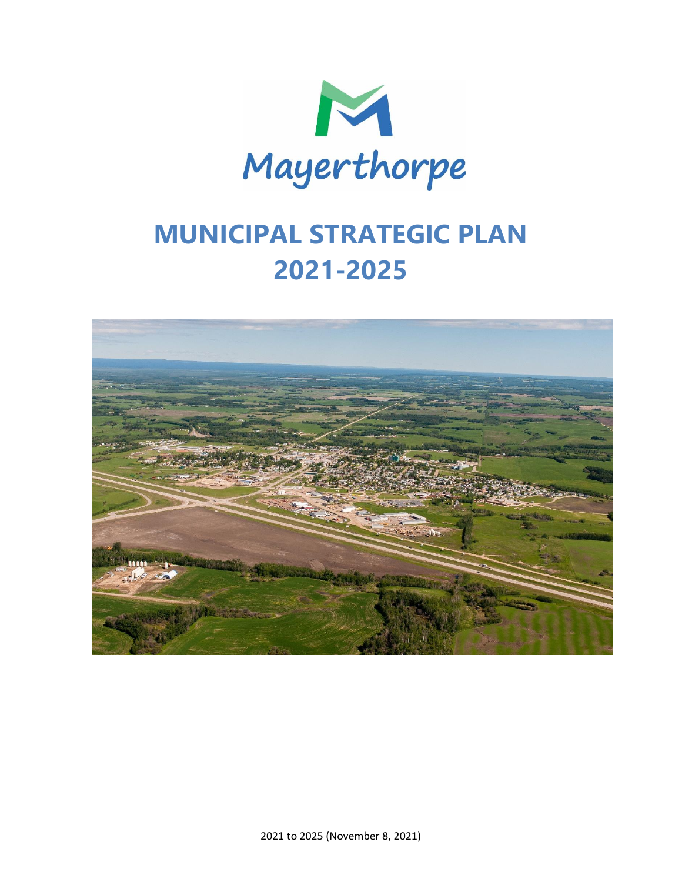Mayerthorpe

# MUNICIPAL STRATEGIC PLAN 2021-2025

2021 to 2025 (November 8, 2021)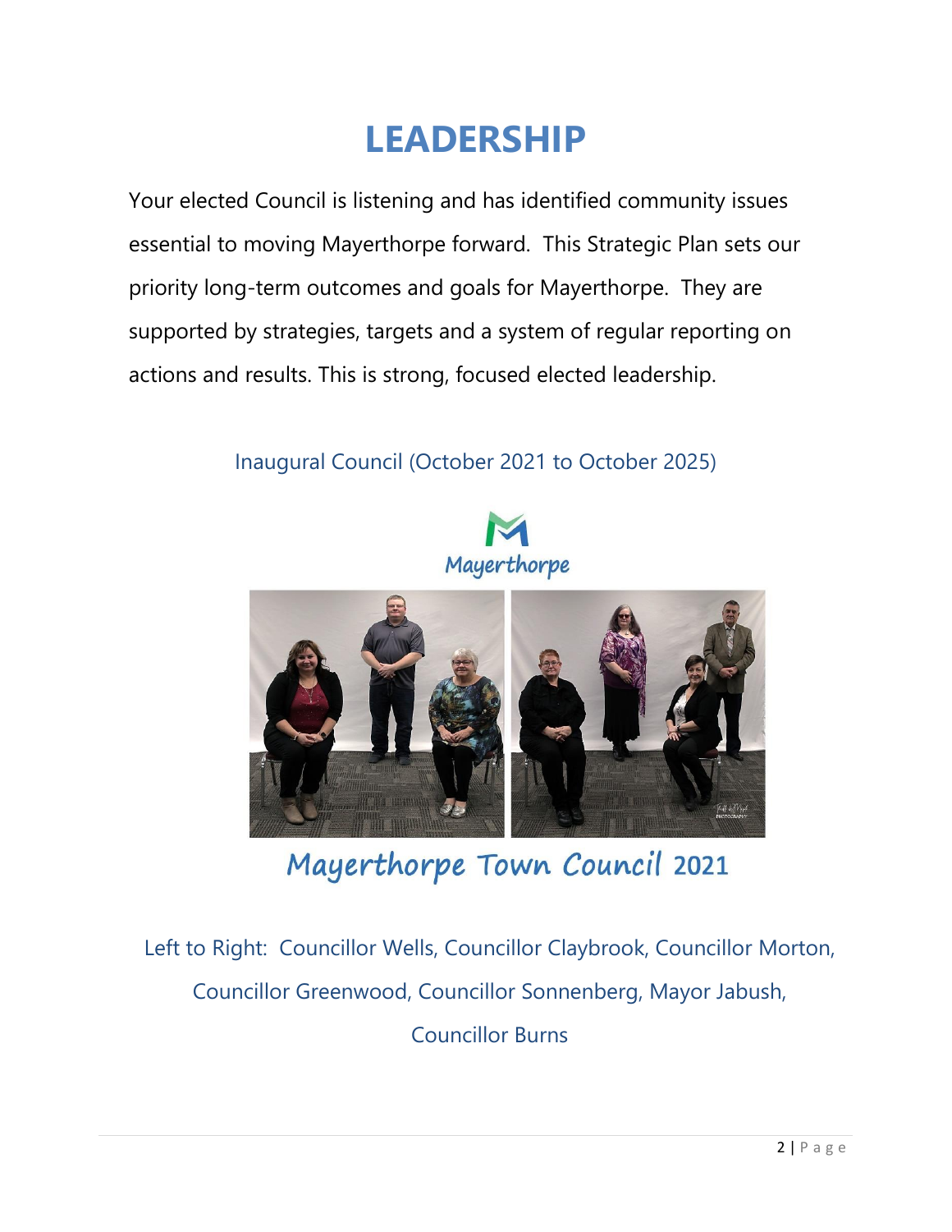# LEADERSHIP

Your elected Council is listening and has identified community issues essential to moving Mayerthorpe forward. This Strategic Plan sets our priority long-term outcomes and goals for Mayerthorpe. They are supported by strategies, targets and a system of regular reporting on actions and results. This is strong, focused elected leadership.

Inaugural Council (October 2021 to October 2025)

Mayerthorpe

Mayerthorpe Town Council 2021

Left to Right: Councillor Wells, Councillor Claybrook, Councillor Morton, Councillor Greenwood, Councillor Sonnenberg, Mayor Jabush, Councillor Burns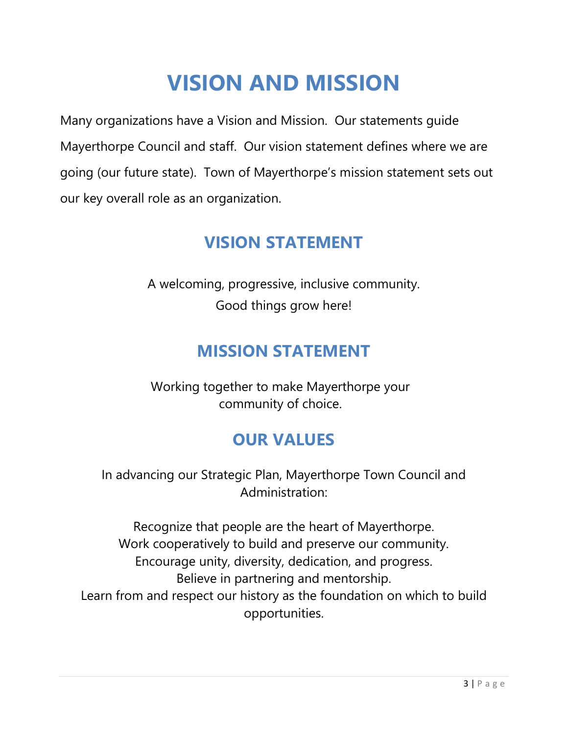# VISION AND MISSION

Many organizations have a Vision and Mission. Our statements guide Mayerthorpe Council and staff. Our vision statement defines where we are going (our future state). Town of Mayerthorpe's mission statement sets out our key overall role as an organization.

## VISION STATEMENT

A welcoming, progressive, inclusive community.
Good things grow here!

## MISSION STATEMENT

Working together to make Mayerthorpe your community of choice.

## OUR VALUES

In advancing our Strategic Plan, Mayerthorpe Town Council and Administration:

Recognize that people are the heart of Mayerthorpe.
Work cooperatively to build and preserve our community.
Encourage unity, diversity, dedication, and progress.
Believe in partnering and mentorship.
Learn from and respect our history as the foundation on which to build opportunities.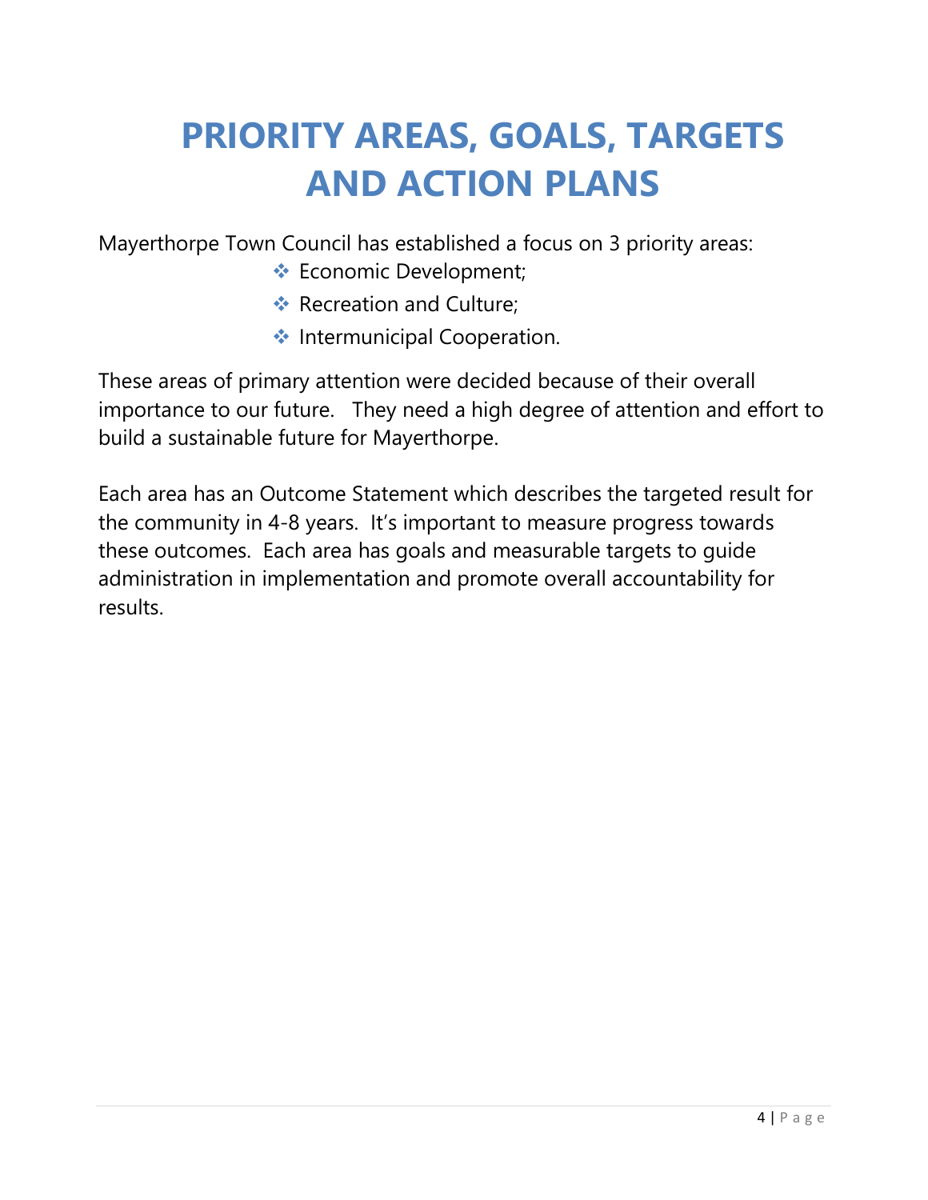# PRIORITY AREAS, GOALS, TARGETS AND ACTION PLANS

Mayerthorpe Town Council has established a focus on 3 priority areas:

- Economic Development;
- Recreation and Culture;
- Intermunicipal Cooperation.

These areas of primary attention were decided because of their overall importance to our future. They need a high degree of attention and effort to build a sustainable future for Mayerthorpe.

Each area has an Outcome Statement which describes the targeted result for the community in 4-8 years. It's important to measure progress towards these outcomes. Each area has goals and measurable targets to guide administration in implementation and promote overall accountability for results.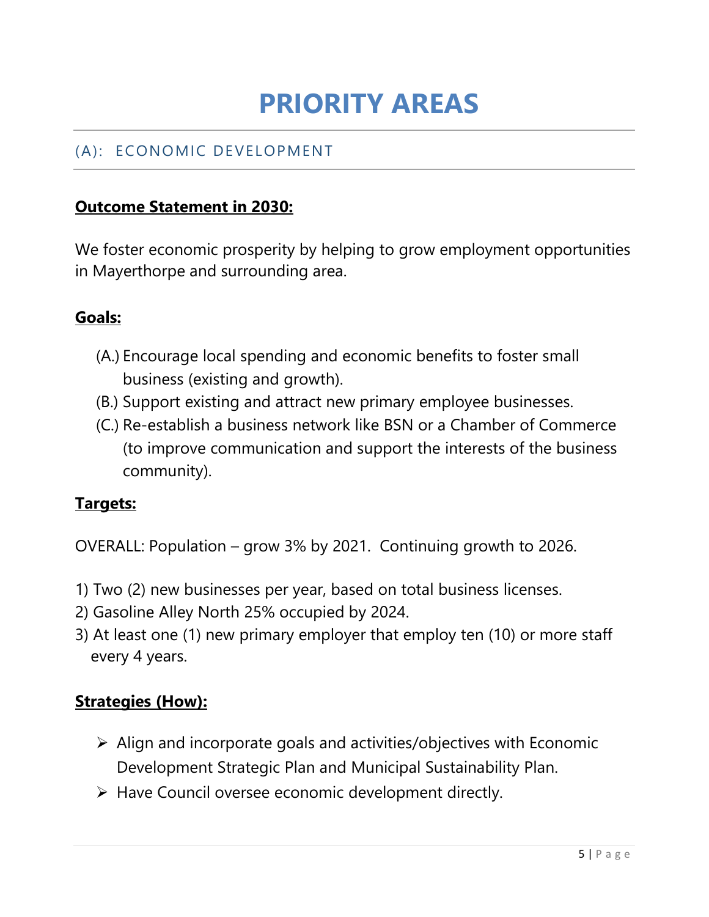# PRIORITY AREAS

## (A): ECONOMIC DEVELOPMENT

**Outcome Statement in 2030:**

We foster economic prosperity by helping to grow employment opportunities in Mayerthorpe and surrounding area.

**Goals:**

(A.) Encourage local spending and economic benefits to foster small business (existing and growth).
(B.) Support existing and attract new primary employee businesses.
(C.) Re-establish a business network like BSN or a Chamber of Commerce (to improve communication and support the interests of the business community).

**Targets:**

OVERALL: Population – grow 3% by 2021. Continuing growth to 2026.

1) Two (2) new businesses per year, based on total business licenses.
2) Gasoline Alley North 25% occupied by 2024.
3) At least one (1) new primary employer that employ ten (10) or more staff every 4 years.

**Strategies (How):**

- Align and incorporate goals and activities/objectives with Economic Development Strategic Plan and Municipal Sustainability Plan.
- Have Council oversee economic development directly.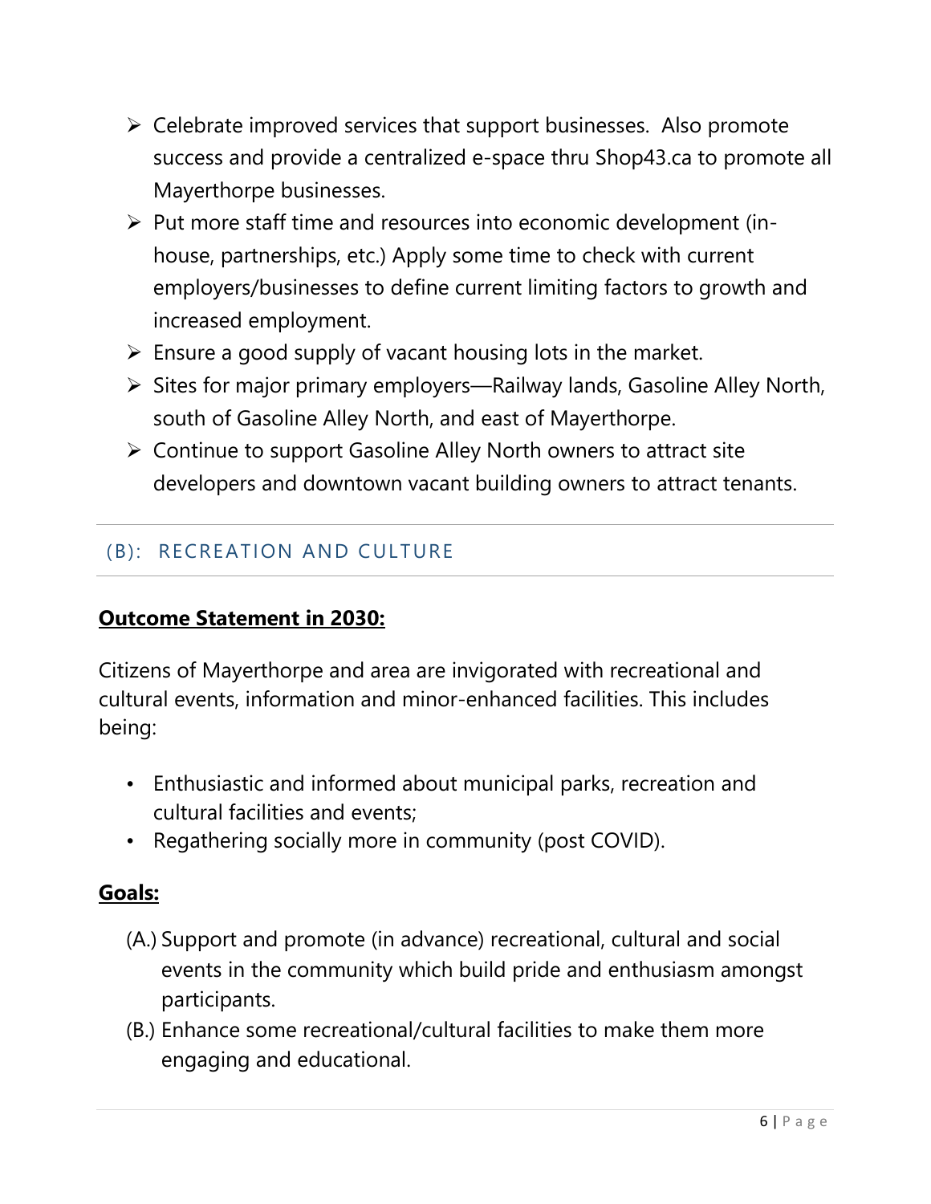- Celebrate improved services that support businesses. Also promote success and provide a centralized e-space thru Shop43.ca to promote all Mayerthorpe businesses.
- Put more staff time and resources into economic development (in-house, partnerships, etc.) Apply some time to check with current employers/businesses to define current limiting factors to growth and increased employment.
- Ensure a good supply of vacant housing lots in the market.
- Sites for major primary employers—Railway lands, Gasoline Alley North, south of Gasoline Alley North, and east of Mayerthorpe.
- Continue to support Gasoline Alley North owners to attract site developers and downtown vacant building owners to attract tenants.

## (B): RECREATION AND CULTURE

**Outcome Statement in 2030:**

Citizens of Mayerthorpe and area are invigorated with recreational and cultural events, information and minor-enhanced facilities. This includes being:

- Enthusiastic and informed about municipal parks, recreation and cultural facilities and events;
- Regathering socially more in community (post COVID).

**Goals:**

(A.) Support and promote (in advance) recreational, cultural and social events in the community which build pride and enthusiasm amongst participants.

(B.) Enhance some recreational/cultural facilities to make them more engaging and educational.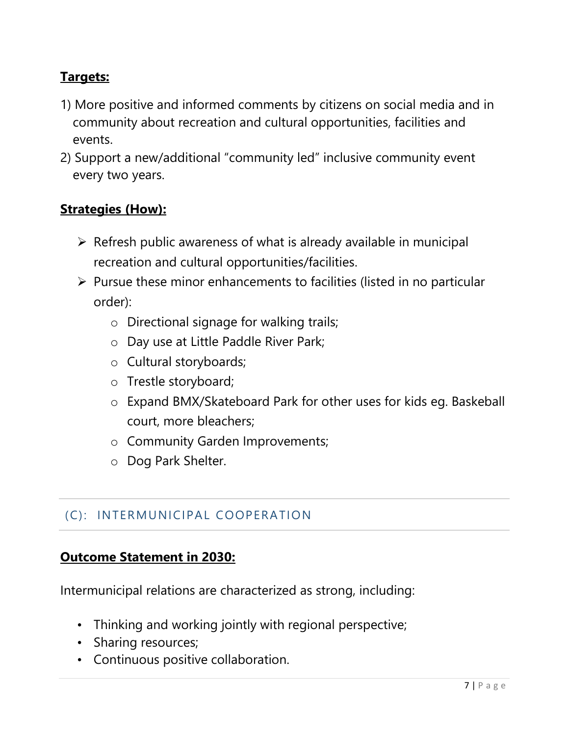**Targets:**

1) More positive and informed comments by citizens on social media and in community about recreation and cultural opportunities, facilities and events.
2) Support a new/additional "community led" inclusive community event every two years.

**Strategies (How):**

- Refresh public awareness of what is already available in municipal recreation and cultural opportunities/facilities.
- Pursue these minor enhancements to facilities (listed in no particular order):
    - Directional signage for walking trails;
    - Day use at Little Paddle River Park;
    - Cultural storyboards;
    - Trestle storyboard;
    - Expand BMX/Skateboard Park for other uses for kids eg. Baskeball court, more bleachers;
    - Community Garden Improvements;
    - Dog Park Shelter.

## (C): INTERMUNICIPAL COOPERATION

**Outcome Statement in 2030:**

Intermunicipal relations are characterized as strong, including:

- Thinking and working jointly with regional perspective;
- Sharing resources;
- Continuous positive collaboration.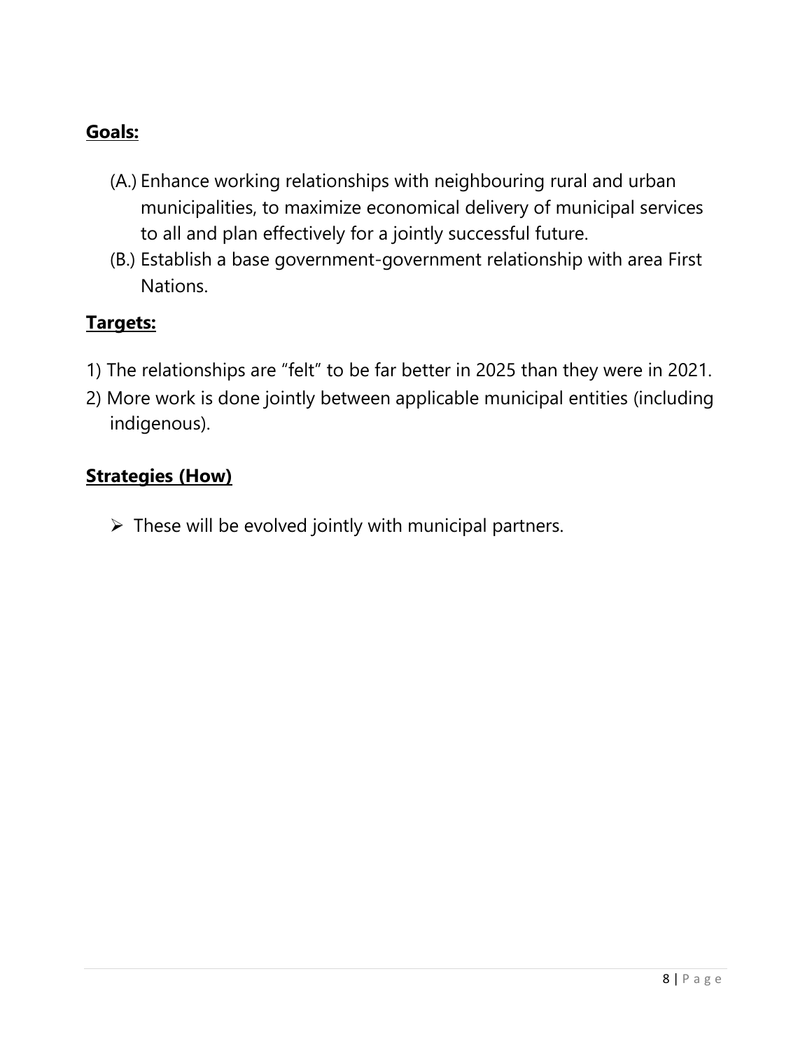**Goals:**

(A.) Enhance working relationships with neighbouring rural and urban municipalities, to maximize economical delivery of municipal services to all and plan effectively for a jointly successful future.

(B.) Establish a base government-government relationship with area First Nations.

**Targets:**

1) The relationships are "felt" to be far better in 2025 than they were in 2021.
2) More work is done jointly between applicable municipal entities (including indigenous).

**Strategies (How)**

- These will be evolved jointly with municipal partners.